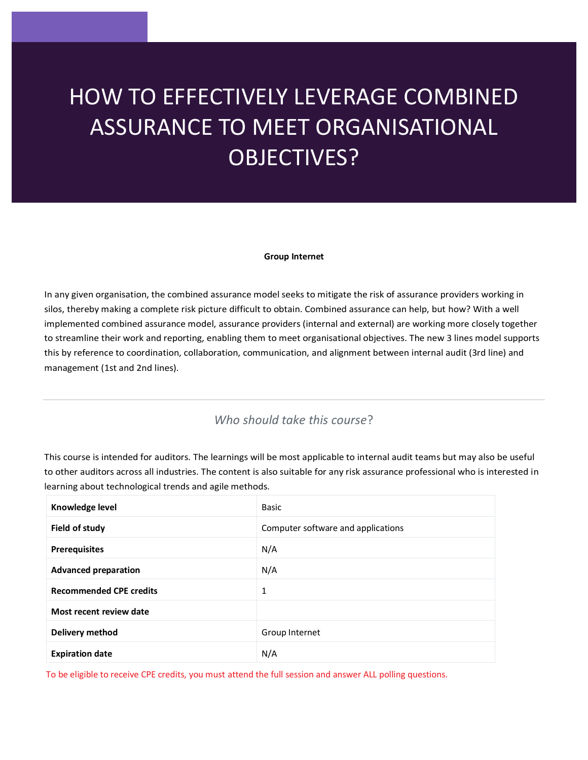# HOW TO EFFECTIVELY LEVERAGE COMBINED ASSURANCE TO MEET ORGANISATIONAL OBJECTIVES?

**Group Internet**

In any given organisation, the combined assurance model seeks to mitigate the risk of assurance providers working in silos, thereby making a complete risk picture difficult to obtain. Combined assurance can help, but how? With a well implemented combined assurance model, assurance providers (internal and external) are working more closely together to streamline their work and reporting, enabling them to meet organisational objectives. The new 3 lines model supports this by reference to coordination, collaboration, communication, and alignment between internal audit (3rd line) and management (1st and 2nd lines).

---

## *Who should take this course?*

This course is intended for auditors. The learnings will be most applicable to internal audit teams but may also be useful to other auditors across all industries. The content is also suitable for any risk assurance professional who is interested in learning about technological trends and agile methods.

| | |
|---|---|
| **Knowledge level** | Basic |
| **Field of study** | Computer software and applications |
| **Prerequisites** | N/A |
| **Advanced preparation** | N/A |
| **Recommended CPE credits** | 1 |
| **Most recent review date** | |
| **Delivery method** | Group Internet |
| **Expiration date** | N/A |

To be eligible to receive CPE credits, you must attend the full session and answer ALL polling questions.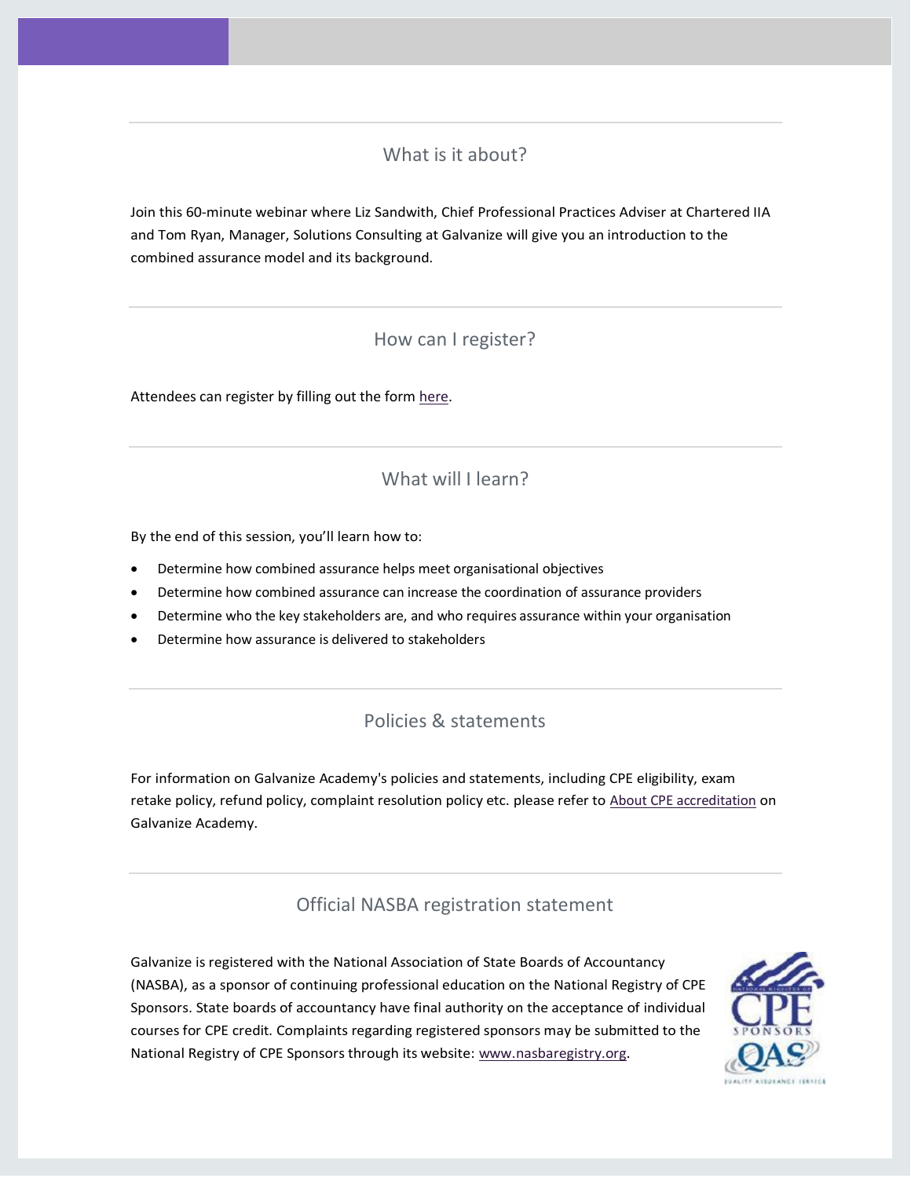## What is it about?

Join this 60-minute webinar where Liz Sandwith, Chief Professional Practices Adviser at Chartered IIA and Tom Ryan, Manager, Solutions Consulting at Galvanize will give you an introduction to the combined assurance model and its background.

## How can I register?

Attendees can register by filling out the form here.

## What will I learn?

By the end of this session, you'll learn how to:

- Determine how combined assurance helps meet organisational objectives
- Determine how combined assurance can increase the coordination of assurance providers
- Determine who the key stakeholders are, and who requires assurance within your organisation
- Determine how assurance is delivered to stakeholders

## Policies & statements

For information on Galvanize Academy's policies and statements, including CPE eligibility, exam retake policy, refund policy, complaint resolution policy etc. please refer to About CPE accreditation on Galvanize Academy.

## Official NASBA registration statement

Galvanize is registered with the National Association of State Boards of Accountancy (NASBA), as a sponsor of continuing professional education on the National Registry of CPE Sponsors. State boards of accountancy have final authority on the acceptance of individual courses for CPE credit. Complaints regarding registered sponsors may be submitted to the National Registry of CPE Sponsors through its website: www.nasbaregistry.org.